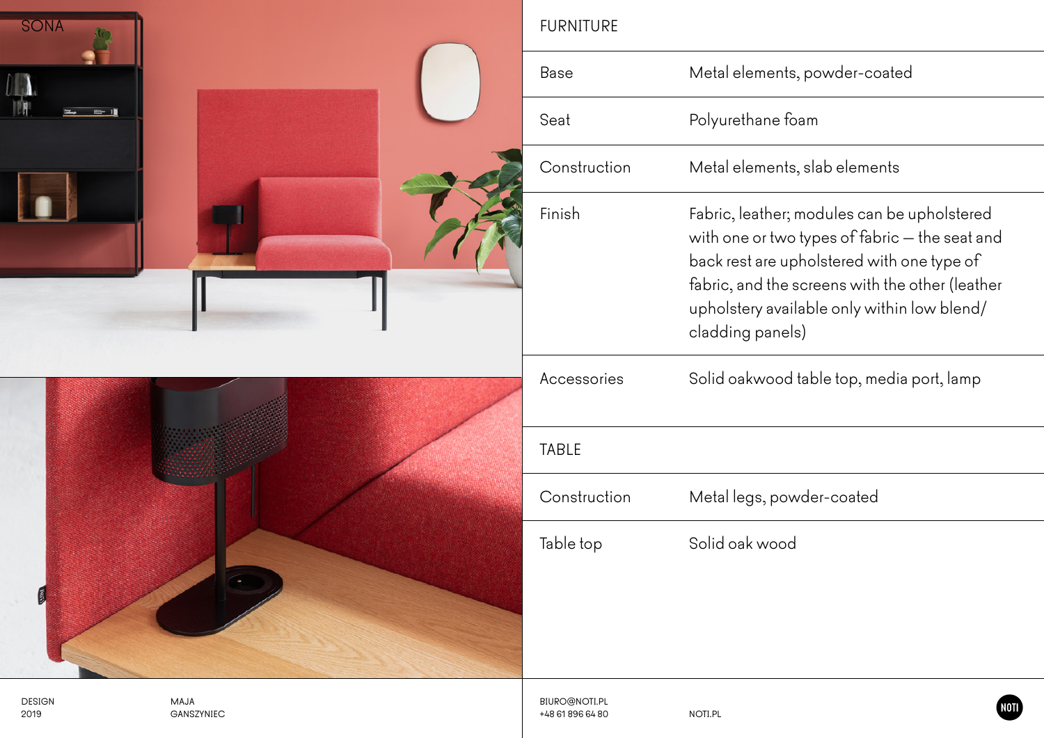# SONA

| FURNITURE | |
|---|---|
| Base | Metal elements, powder-coated |
| Seat | Polyurethane foam |
| Construction | Metal elements, slab elements |
| Finish | Fabric, leather; modules can be upholstered with one or two types of fabric – the seat and back rest are upholstered with one type of fabric, and the screens with the other (leather upholstery available only within low blend/ cladding panels) |
| Accessories | Solid oakwood table top, media port, lamp |

| TABLE | |
|---|---|
| Construction | Metal legs, powder-coated |
| Table top | Solid oak wood |

DESIGN
2019

MAJA
GANSZYNIEC

BIURO@NOTI.PL
+48 61 896 64 80

NOTI.PL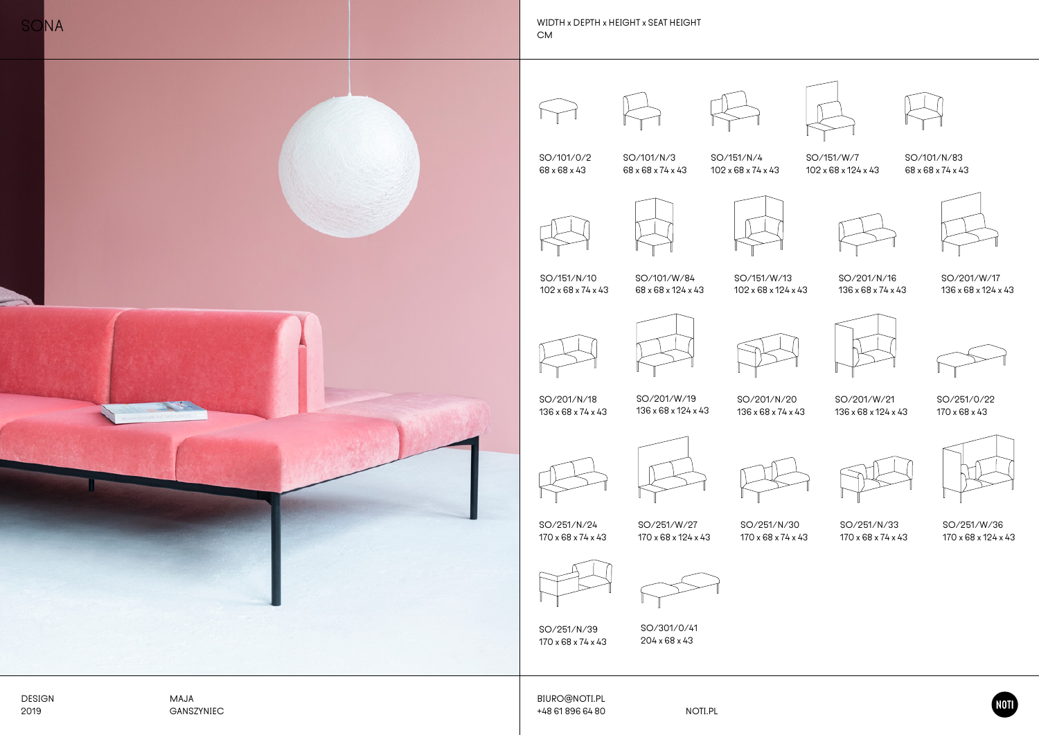# SONA

WIDTH x DEPTH x HEIGHT x SEAT HEIGHT
CM

| Model | Dimensions |
| --- | --- |
| SO/101/0/2 | 68 x 68 x 43 |
| SO/101/N/3 | 68 x 68 x 74 x 43 |
| SO/151/N/4 | 102 x 68 x 74 x 43 |
| SO/151/W/7 | 102 x 68 x 124 x 43 |
| SO/101/N/83 | 68 x 68 x 74 x 43 |
| SO/151/N/10 | 102 x 68 x 74 x 43 |
| SO/101/W/84 | 68 x 68 x 124 x 43 |
| SO/151/W/13 | 102 x 68 x 124 x 43 |
| SO/201/N/16 | 136 x 68 x 74 x 43 |
| SO/201/W/17 | 136 x 68 x 124 x 43 |
| SO/201/N/18 | 136 x 68 x 74 x 43 |
| SO/201/W/19 | 136 x 68 x 124 x 43 |
| SO/201/N/20 | 136 x 68 x 74 x 43 |
| SO/201/W/21 | 136 x 68 x 124 x 43 |
| SO/251/0/22 | 170 x 68 x 43 |
| SO/251/N/24 | 170 x 68 x 74 x 43 |
| SO/251/W/27 | 170 x 68 x 124 x 43 |
| SO/251/N/30 | 170 x 68 x 74 x 43 |
| SO/251/N/33 | 170 x 68 x 74 x 43 |
| SO/251/W/36 | 170 x 68 x 124 x 43 |
| SO/251/N/39 | 170 x 68 x 74 x 43 |
| SO/301/0/41 | 204 x 68 x 43 |

DESIGN
2019

MAJA
GANSZYNIEC

BIURO@NOTI.PL
+48 61 896 64 80

NOTI.PL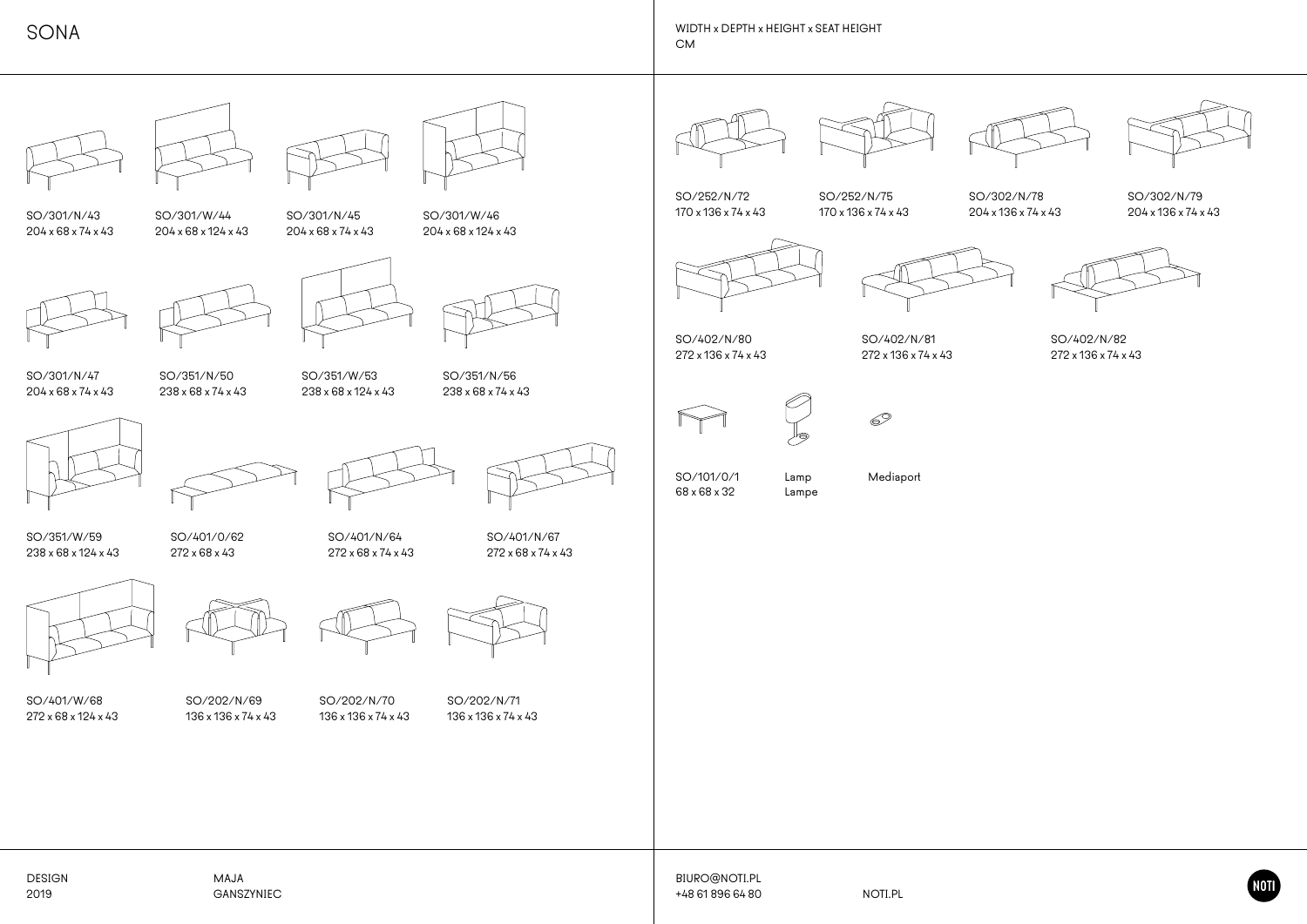# SONA

WIDTH x DEPTH x HEIGHT x SEAT HEIGHT
CM

SO/301/N/43
204 x 68 x 74 x 43

SO/301/W/44
204 x 68 x 124 x 43

SO/301/N/45
204 x 68 x 74 x 43

SO/301/W/46
204 x 68 x 124 x 43

SO/301/N/47
204 x 68 x 74 x 43

SO/351/N/50
238 x 68 x 74 x 43

SO/351/W/53
238 x 68 x 124 x 43

SO/351/N/56
238 x 68 x 74 x 43

SO/351/W/59
238 x 68 x 124 x 43

SO/401/0/62
272 x 68 x 43

SO/401/N/64
272 x 68 x 74 x 43

SO/401/N/67
272 x 68 x 74 x 43

SO/401/W/68
272 x 68 x 124 x 43

SO/202/N/69
136 x 136 x 74 x 43

SO/202/N/70
136 x 136 x 74 x 43

SO/202/N/71
136 x 136 x 74 x 43

SO/252/N/72
170 x 136 x 74 x 43

SO/252/N/75
170 x 136 x 74 x 43

SO/302/N/78
204 x 136 x 74 x 43

SO/302/N/79
204 x 136 x 74 x 43

SO/402/N/80
272 x 136 x 74 x 43

SO/402/N/81
272 x 136 x 74 x 43

SO/402/N/82
272 x 136 x 74 x 43

SO/101/0/1
68 x 68 x 32

Lamp
Lampe

Mediaport

DESIGN
2019

MAJA
GANSZYNIEC

BIURO@NOTI.PL
+48 61 896 64 80

NOTI.PL